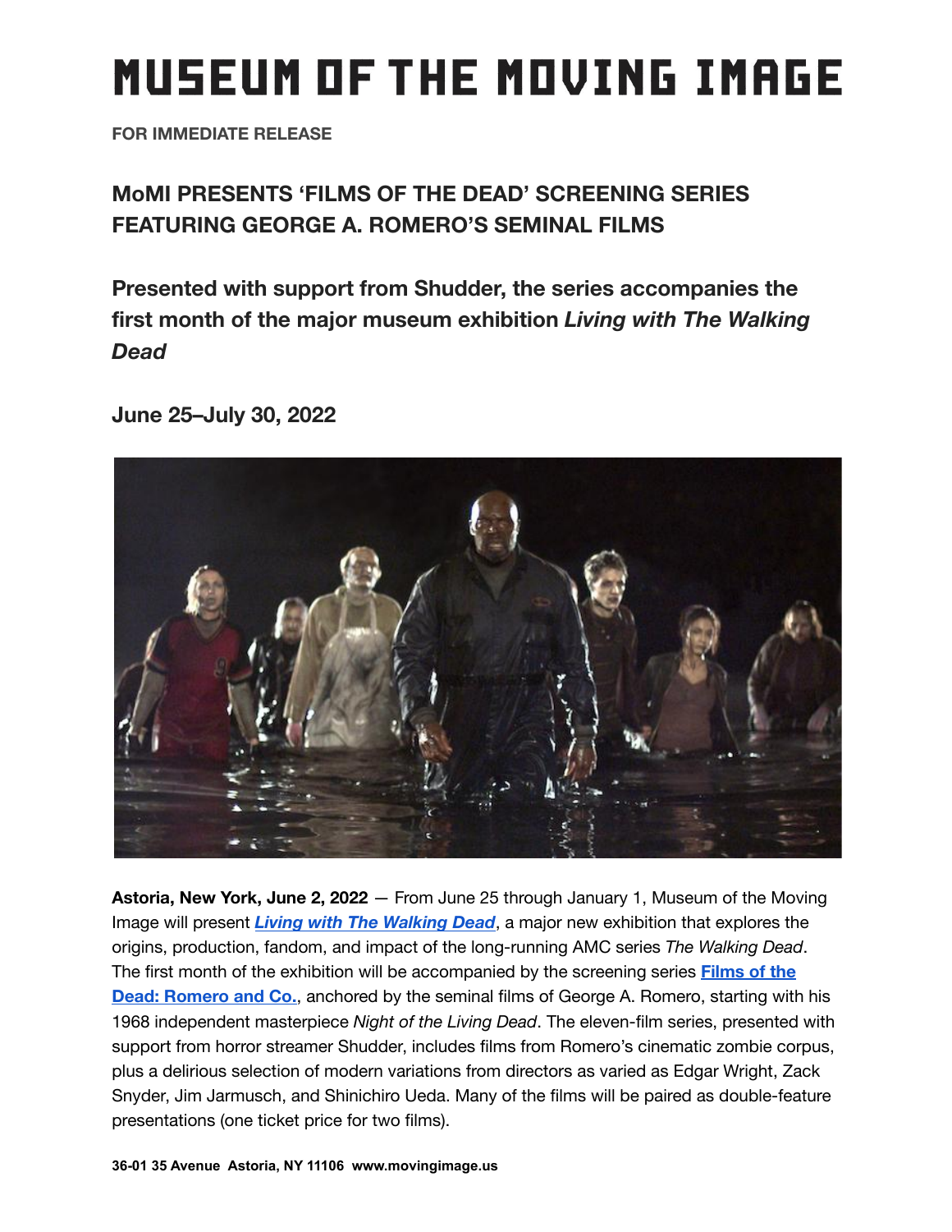# MUSEUM OF THE MOVING IMAGE

**FOR IMMEDIATE RELEASE**

## MoMI PRESENTS 'FILMS OF THE DEAD' SCREENING SERIES FEATURING GEORGE A. ROMERO'S SEMINAL FILMS

### Presented with support from Shudder, the series accompanies the first month of the major museum exhibition *Living with The Walking Dead*

### June 25–July 30, 2022

**Astoria, New York, June 2, 2022** — From June 25 through January 1, Museum of the Moving Image will present ***Living with The Walking Dead***, a major new exhibition that explores the origins, production, fandom, and impact of the long-running AMC series *The Walking Dead*. The first month of the exhibition will be accompanied by the screening series **Films of the Dead: Romero and Co.**, anchored by the seminal films of George A. Romero, starting with his 1968 independent masterpiece *Night of the Living Dead*. The eleven-film series, presented with support from horror streamer Shudder, includes films from Romero's cinematic zombie corpus, plus a delirious selection of modern variations from directors as varied as Edgar Wright, Zack Snyder, Jim Jarmusch, and Shinichiro Ueda. Many of the films will be paired as double-feature presentations (one ticket price for two films).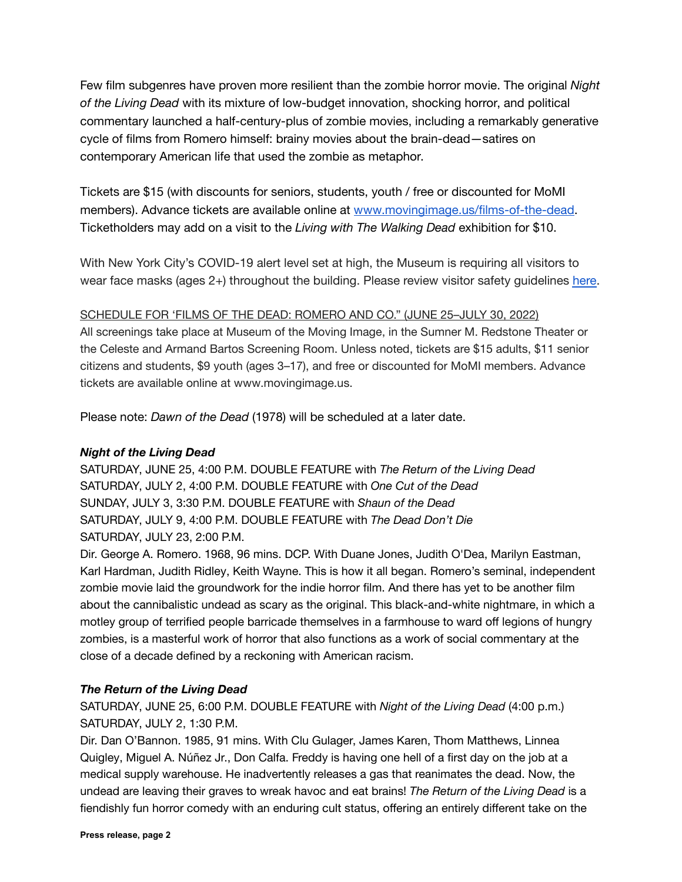Few film subgenres have proven more resilient than the zombie horror movie. The original *Night of the Living Dead* with its mixture of low-budget innovation, shocking horror, and political commentary launched a half-century-plus of zombie movies, including a remarkably generative cycle of films from Romero himself: brainy movies about the brain-dead—satires on contemporary American life that used the zombie as metaphor.

Tickets are $15 (with discounts for seniors, students, youth / free or discounted for MoMI members). Advance tickets are available online at [www.movingimage.us/films-of-the-dead](www.movingimage.us/films-of-the-dead). Ticketholders may add on a visit to the *Living with The Walking Dead* exhibition for $10.

With New York City's COVID-19 alert level set at high, the Museum is requiring all visitors to wear face masks (ages 2+) throughout the building. Please review visitor safety guidelines [here]().

SCHEDULE FOR 'FILMS OF THE DEAD: ROMERO AND CO." (JUNE 25–JULY 30, 2022)
All screenings take place at Museum of the Moving Image, in the Sumner M. Redstone Theater or the Celeste and Armand Bartos Screening Room. Unless noted, tickets are $15 adults, $11 senior citizens and students, $9 youth (ages 3–17), and free or discounted for MoMI members. Advance tickets are available online at www.movingimage.us.

Please note: *Dawn of the Dead* (1978) will be scheduled at a later date.

***Night of the Living Dead***
SATURDAY, JUNE 25, 4:00 P.M. DOUBLE FEATURE with *The Return of the Living Dead*
SATURDAY, JULY 2, 4:00 P.M. DOUBLE FEATURE with *One Cut of the Dead*
SUNDAY, JULY 3, 3:30 P.M. DOUBLE FEATURE with *Shaun of the Dead*
SATURDAY, JULY 9, 4:00 P.M. DOUBLE FEATURE with *The Dead Don't Die*
SATURDAY, JULY 23, 2:00 P.M.
Dir. George A. Romero. 1968, 96 mins. DCP. With Duane Jones, Judith O'Dea, Marilyn Eastman, Karl Hardman, Judith Ridley, Keith Wayne. This is how it all began. Romero's seminal, independent zombie movie laid the groundwork for the indie horror film. And there has yet to be another film about the cannibalistic undead as scary as the original. This black-and-white nightmare, in which a motley group of terrified people barricade themselves in a farmhouse to ward off legions of hungry zombies, is a masterful work of horror that also functions as a work of social commentary at the close of a decade defined by a reckoning with American racism.

***The Return of the Living Dead***
SATURDAY, JUNE 25, 6:00 P.M. DOUBLE FEATURE with *Night of the Living Dead* (4:00 p.m.)
SATURDAY, JULY 2, 1:30 P.M.
Dir. Dan O'Bannon. 1985, 91 mins. With Clu Gulager, James Karen, Thom Matthews, Linnea Quigley, Miguel A. Núñez Jr., Don Calfa. Freddy is having one hell of a first day on the job at a medical supply warehouse. He inadvertently releases a gas that reanimates the dead. Now, the undead are leaving their graves to wreak havoc and eat brains! *The Return of the Living Dead* is a fiendishly fun horror comedy with an enduring cult status, offering an entirely different take on the

**Press release, page 2**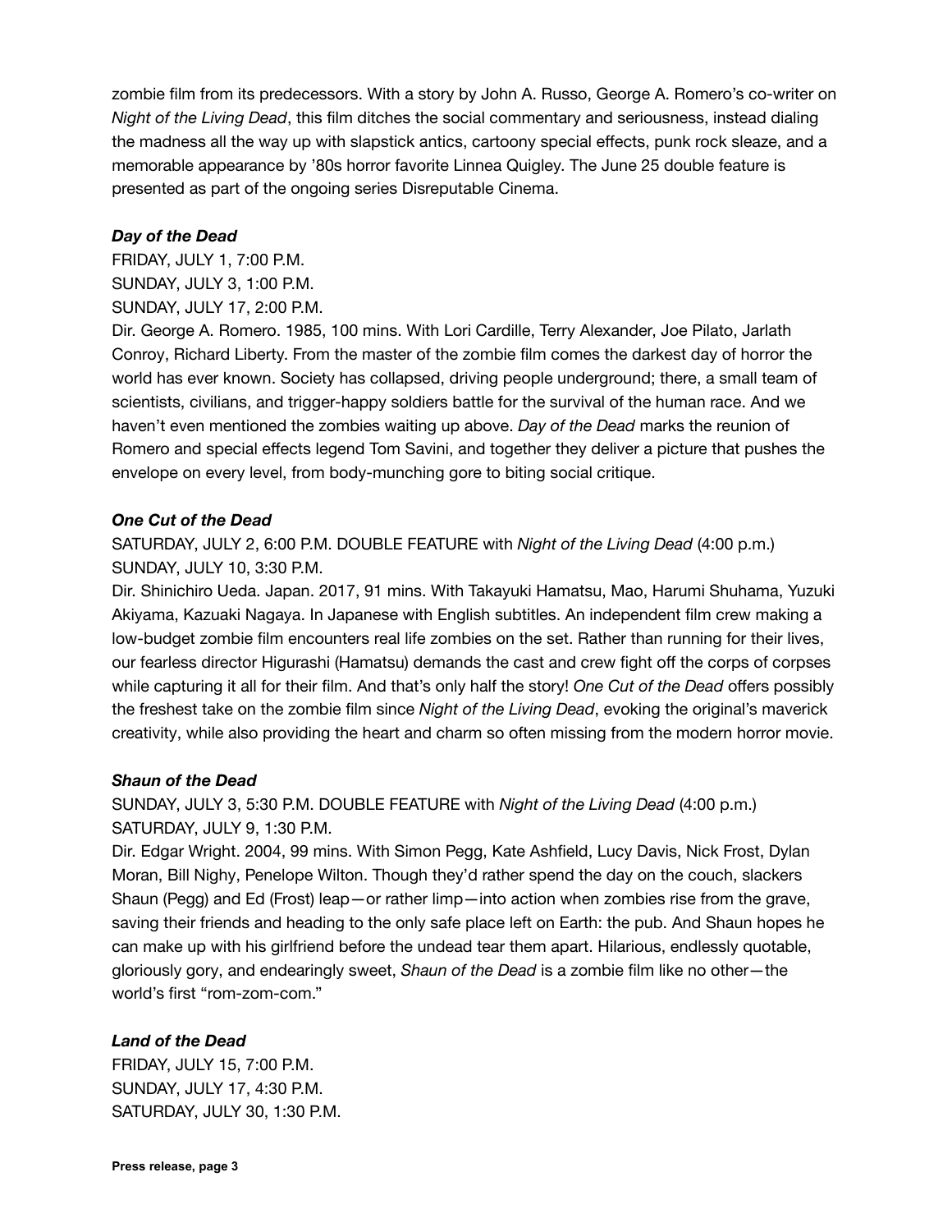zombie film from its predecessors. With a story by John A. Russo, George A. Romero's co-writer on *Night of the Living Dead*, this film ditches the social commentary and seriousness, instead dialing the madness all the way up with slapstick antics, cartoony special effects, punk rock sleaze, and a memorable appearance by '80s horror favorite Linnea Quigley. The June 25 double feature is presented as part of the ongoing series Disreputable Cinema.

***Day of the Dead***

FRIDAY, JULY 1, 7:00 P.M.
SUNDAY, JULY 3, 1:00 P.M.
SUNDAY, JULY 17, 2:00 P.M.

Dir. George A. Romero. 1985, 100 mins. With Lori Cardille, Terry Alexander, Joe Pilato, Jarlath Conroy, Richard Liberty. From the master of the zombie film comes the darkest day of horror the world has ever known. Society has collapsed, driving people underground; there, a small team of scientists, civilians, and trigger-happy soldiers battle for the survival of the human race. And we haven't even mentioned the zombies waiting up above. *Day of the Dead* marks the reunion of Romero and special effects legend Tom Savini, and together they deliver a picture that pushes the envelope on every level, from body-munching gore to biting social critique.

***One Cut of the Dead***

SATURDAY, JULY 2, 6:00 P.M. DOUBLE FEATURE with *Night of the Living Dead* (4:00 p.m.)
SUNDAY, JULY 10, 3:30 P.M.

Dir. Shinichiro Ueda. Japan. 2017, 91 mins. With Takayuki Hamatsu, Mao, Harumi Shuhama, Yuzuki Akiyama, Kazuaki Nagaya. In Japanese with English subtitles. An independent film crew making a low-budget zombie film encounters real life zombies on the set. Rather than running for their lives, our fearless director Higurashi (Hamatsu) demands the cast and crew fight off the corps of corpses while capturing it all for their film. And that's only half the story! *One Cut of the Dead* offers possibly the freshest take on the zombie film since *Night of the Living Dead*, evoking the original's maverick creativity, while also providing the heart and charm so often missing from the modern horror movie.

***Shaun of the Dead***

SUNDAY, JULY 3, 5:30 P.M. DOUBLE FEATURE with *Night of the Living Dead* (4:00 p.m.)
SATURDAY, JULY 9, 1:30 P.M.

Dir. Edgar Wright. 2004, 99 mins. With Simon Pegg, Kate Ashfield, Lucy Davis, Nick Frost, Dylan Moran, Bill Nighy, Penelope Wilton. Though they'd rather spend the day on the couch, slackers Shaun (Pegg) and Ed (Frost) leap—or rather limp—into action when zombies rise from the grave, saving their friends and heading to the only safe place left on Earth: the pub. And Shaun hopes he can make up with his girlfriend before the undead tear them apart. Hilarious, endlessly quotable, gloriously gory, and endearingly sweet, *Shaun of the Dead* is a zombie film like no other—the world's first "rom-zom-com."

***Land of the Dead***

FRIDAY, JULY 15, 7:00 P.M.
SUNDAY, JULY 17, 4:30 P.M.
SATURDAY, JULY 30, 1:30 P.M.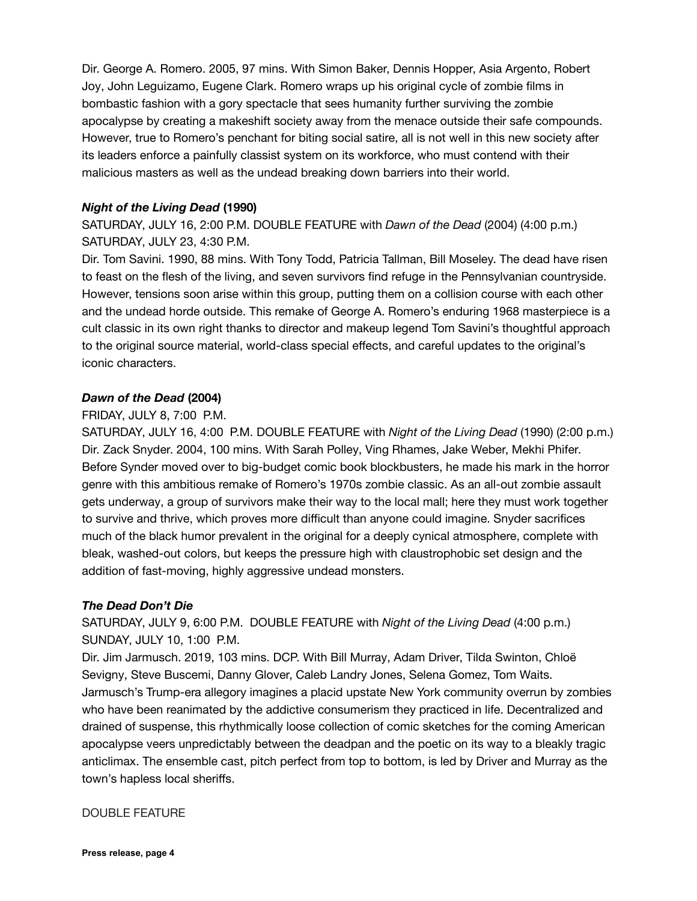Dir. George A. Romero. 2005, 97 mins. With Simon Baker, Dennis Hopper, Asia Argento, Robert Joy, John Leguizamo, Eugene Clark. Romero wraps up his original cycle of zombie films in bombastic fashion with a gory spectacle that sees humanity further surviving the zombie apocalypse by creating a makeshift society away from the menace outside their safe compounds. However, true to Romero's penchant for biting social satire, all is not well in this new society after its leaders enforce a painfully classist system on its workforce, who must contend with their malicious masters as well as the undead breaking down barriers into their world.

***Night of the Living Dead* (1990)**

SATURDAY, JULY 16, 2:00 P.M. DOUBLE FEATURE with *Dawn of the Dead* (2004) (4:00 p.m.)
SATURDAY, JULY 23, 4:30 P.M.

Dir. Tom Savini. 1990, 88 mins. With Tony Todd, Patricia Tallman, Bill Moseley. The dead have risen to feast on the flesh of the living, and seven survivors find refuge in the Pennsylvanian countryside. However, tensions soon arise within this group, putting them on a collision course with each other and the undead horde outside. This remake of George A. Romero's enduring 1968 masterpiece is a cult classic in its own right thanks to director and makeup legend Tom Savini's thoughtful approach to the original source material, world-class special effects, and careful updates to the original's iconic characters.

***Dawn of the Dead* (2004)**

FRIDAY, JULY 8, 7:00 P.M.
SATURDAY, JULY 16, 4:00 P.M. DOUBLE FEATURE with *Night of the Living Dead* (1990) (2:00 p.m.)

Dir. Zack Snyder. 2004, 100 mins. With Sarah Polley, Ving Rhames, Jake Weber, Mekhi Phifer. Before Synder moved over to big-budget comic book blockbusters, he made his mark in the horror genre with this ambitious remake of Romero's 1970s zombie classic. As an all-out zombie assault gets underway, a group of survivors make their way to the local mall; here they must work together to survive and thrive, which proves more difficult than anyone could imagine. Snyder sacrifices much of the black humor prevalent in the original for a deeply cynical atmosphere, complete with bleak, washed-out colors, but keeps the pressure high with claustrophobic set design and the addition of fast-moving, highly aggressive undead monsters.

***The Dead Don't Die***

SATURDAY, JULY 9, 6:00 P.M. DOUBLE FEATURE with *Night of the Living Dead* (4:00 p.m.)
SUNDAY, JULY 10, 1:00 P.M.

Dir. Jim Jarmusch. 2019, 103 mins. DCP. With Bill Murray, Adam Driver, Tilda Swinton, Chloë Sevigny, Steve Buscemi, Danny Glover, Caleb Landry Jones, Selena Gomez, Tom Waits. Jarmusch's Trump-era allegory imagines a placid upstate New York community overrun by zombies who have been reanimated by the addictive consumerism they practiced in life. Decentralized and drained of suspense, this rhythmically loose collection of comic sketches for the coming American apocalypse veers unpredictably between the deadpan and the poetic on its way to a bleakly tragic anticlimax. The ensemble cast, pitch perfect from top to bottom, is led by Driver and Murray as the town's hapless local sheriffs.

DOUBLE FEATURE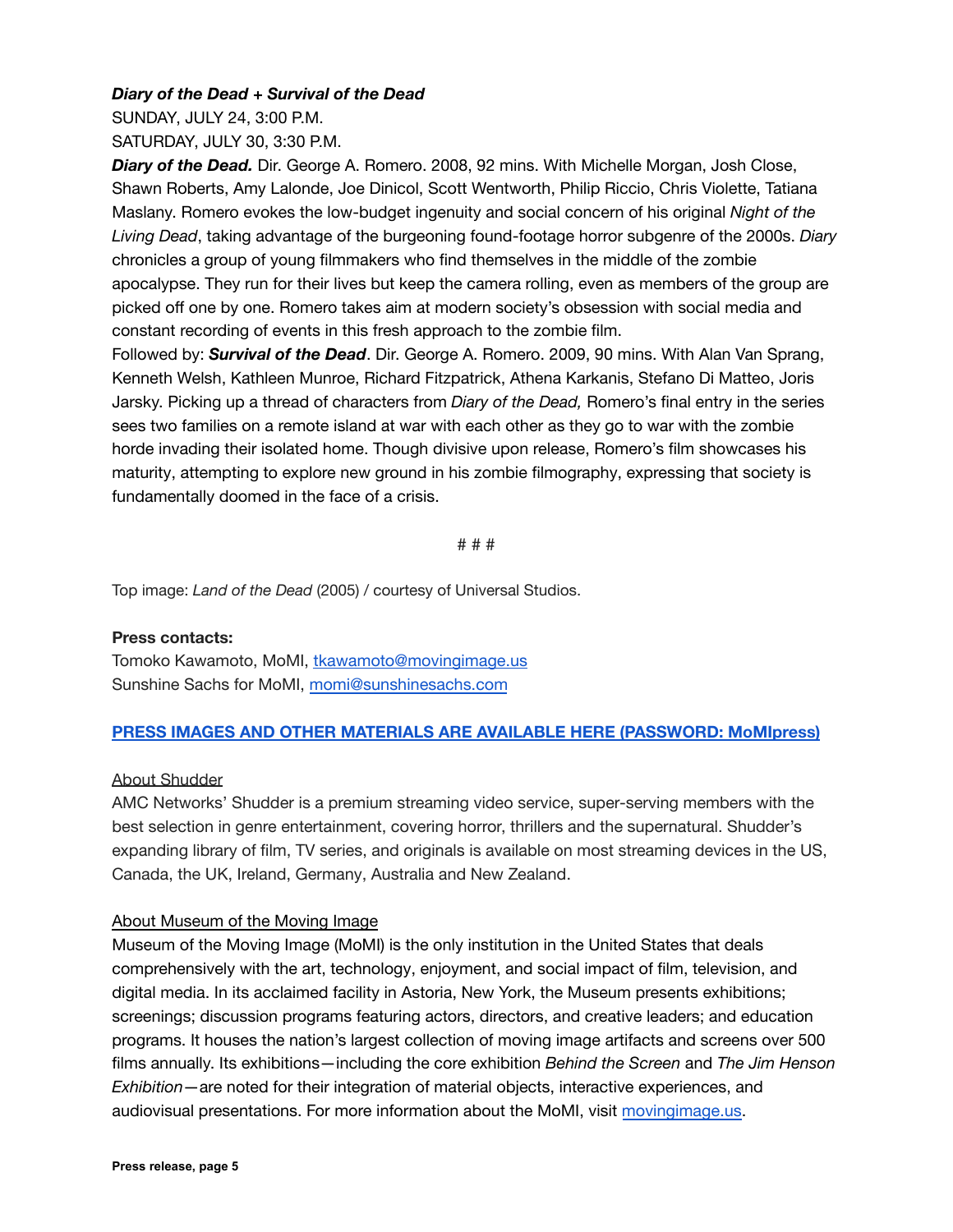***Diary of the Dead + Survival of the Dead***
SUNDAY, JULY 24, 3:00 P.M.
SATURDAY, JULY 30, 3:30 P.M.

***Diary of the Dead.*** Dir. George A. Romero. 2008, 92 mins. With Michelle Morgan, Josh Close, Shawn Roberts, Amy Lalonde, Joe Dinicol, Scott Wentworth, Philip Riccio, Chris Violette, Tatiana Maslany. Romero evokes the low-budget ingenuity and social concern of his original *Night of the Living Dead*, taking advantage of the burgeoning found-footage horror subgenre of the 2000s. *Diary* chronicles a group of young filmmakers who find themselves in the middle of the zombie apocalypse. They run for their lives but keep the camera rolling, even as members of the group are picked off one by one. Romero takes aim at modern society's obsession with social media and constant recording of events in this fresh approach to the zombie film.

Followed by: ***Survival of the Dead***. Dir. George A. Romero. 2009, 90 mins. With Alan Van Sprang, Kenneth Welsh, Kathleen Munroe, Richard Fitzpatrick, Athena Karkanis, Stefano Di Matteo, Joris Jarsky. Picking up a thread of characters from *Diary of the Dead,* Romero's final entry in the series sees two families on a remote island at war with each other as they go to war with the zombie horde invading their isolated home. Though divisive upon release, Romero's film showcases his maturity, attempting to explore new ground in his zombie filmography, expressing that society is fundamentally doomed in the face of a crisis.

# # #

Top image: *Land of the Dead* (2005) / courtesy of Universal Studios.

**Press contacts:**
Tomoko Kawamoto, MoMI, tkawamoto@movingimage.us
Sunshine Sachs for MoMI, momi@sunshinesachs.com

**PRESS IMAGES AND OTHER MATERIALS ARE AVAILABLE HERE (PASSWORD: MoMIpress)**

About Shudder

AMC Networks' Shudder is a premium streaming video service, super-serving members with the best selection in genre entertainment, covering horror, thrillers and the supernatural. Shudder's expanding library of film, TV series, and originals is available on most streaming devices in the US, Canada, the UK, Ireland, Germany, Australia and New Zealand.

About Museum of the Moving Image

Museum of the Moving Image (MoMI) is the only institution in the United States that deals comprehensively with the art, technology, enjoyment, and social impact of film, television, and digital media. In its acclaimed facility in Astoria, New York, the Museum presents exhibitions; screenings; discussion programs featuring actors, directors, and creative leaders; and education programs. It houses the nation's largest collection of moving image artifacts and screens over 500 films annually. Its exhibitions—including the core exhibition *Behind the Screen* and *The Jim Henson Exhibition*—are noted for their integration of material objects, interactive experiences, and audiovisual presentations. For more information about the MoMI, visit movingimage.us.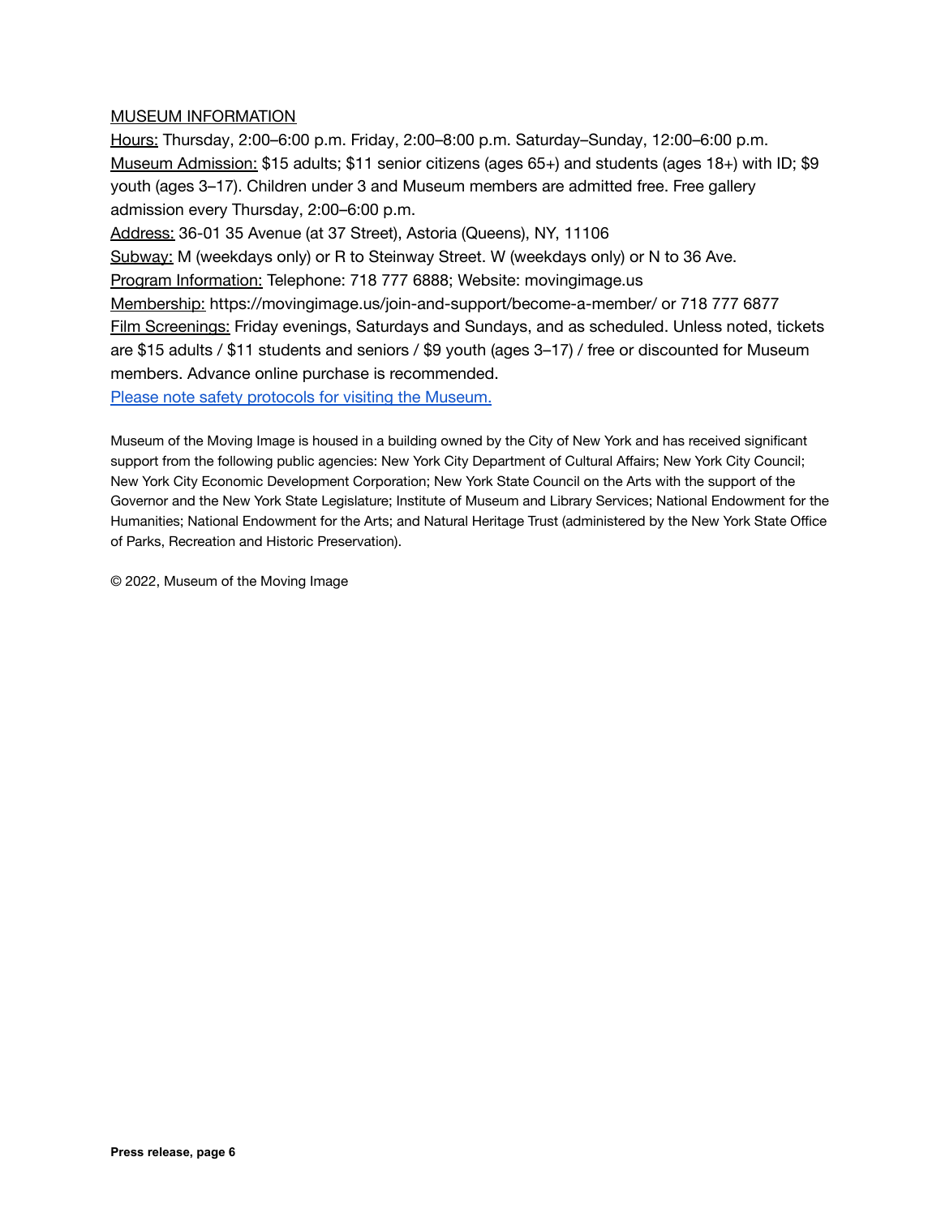MUSEUM INFORMATION

Hours: Thursday, 2:00–6:00 p.m. Friday, 2:00–8:00 p.m. Saturday–Sunday, 12:00–6:00 p.m.
Museum Admission: $15 adults; $11 senior citizens (ages 65+) and students (ages 18+) with ID; $9 youth (ages 3–17). Children under 3 and Museum members are admitted free. Free gallery admission every Thursday, 2:00–6:00 p.m.
Address: 36-01 35 Avenue (at 37 Street), Astoria (Queens), NY, 11106
Subway: M (weekdays only) or R to Steinway Street. W (weekdays only) or N to 36 Ave.
Program Information: Telephone: 718 777 6888; Website: movingimage.us
Membership: https://movingimage.us/join-and-support/become-a-member/ or 718 777 6877
Film Screenings: Friday evenings, Saturdays and Sundays, and as scheduled. Unless noted, tickets are $15 adults / $11 students and seniors / $9 youth (ages 3–17) / free or discounted for Museum members. Advance online purchase is recommended.
Please note safety protocols for visiting the Museum.

Museum of the Moving Image is housed in a building owned by the City of New York and has received significant support from the following public agencies: New York City Department of Cultural Affairs; New York City Council; New York City Economic Development Corporation; New York State Council on the Arts with the support of the Governor and the New York State Legislature; Institute of Museum and Library Services; National Endowment for the Humanities; National Endowment for the Arts; and Natural Heritage Trust (administered by the New York State Office of Parks, Recreation and Historic Preservation).

© 2022, Museum of the Moving Image